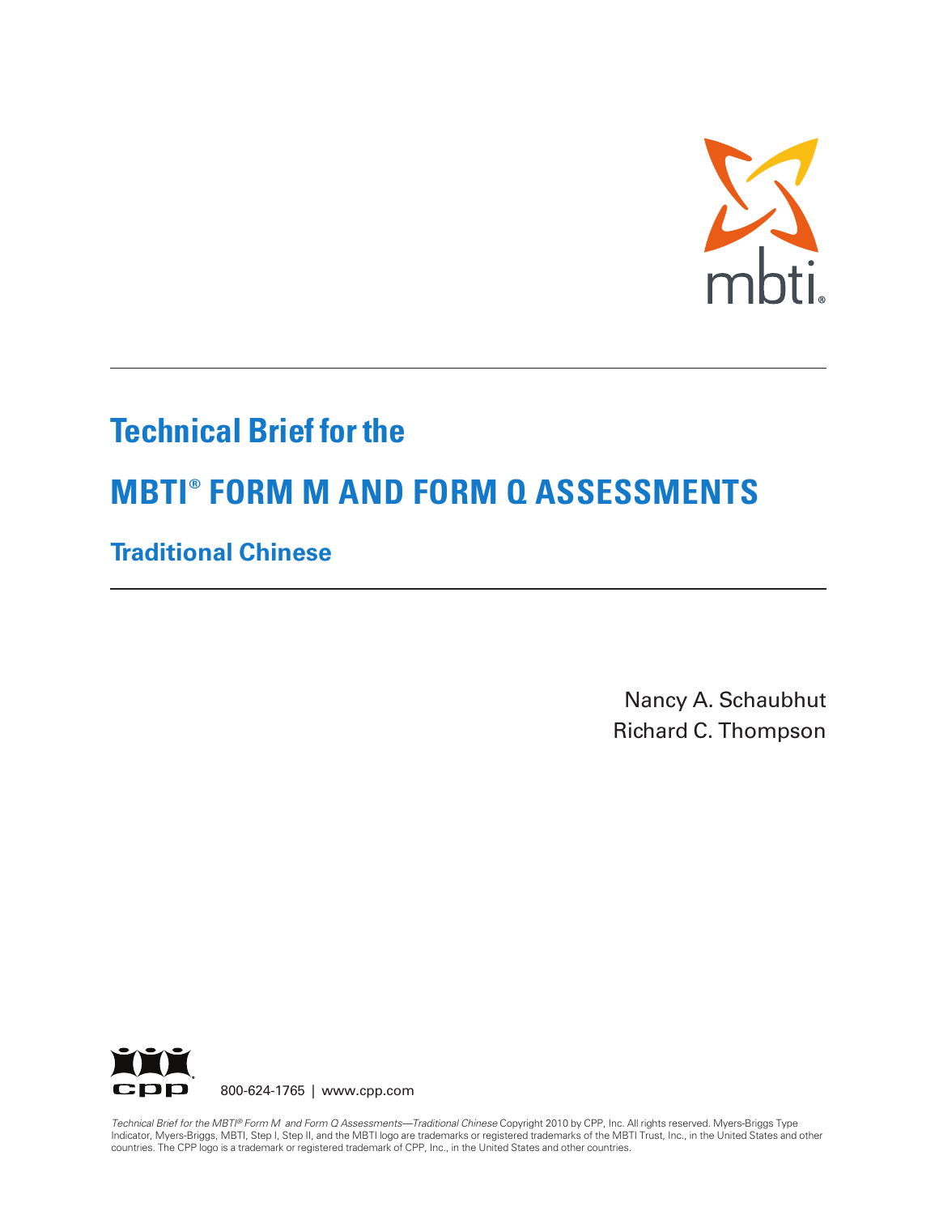mbti®

# Technical Brief for the

# MBTI® FORM M AND FORM Q ASSESSMENTS

## Traditional Chinese

Nancy A. Schaubhut
Richard C. Thompson

cpp®

800-624-1765 | www.cpp.com

*Technical Brief for the MBTI® Form M and Form Q Assessments—Traditional Chinese* Copyright 2010 by CPP, Inc. All rights reserved. Myers-Briggs Type Indicator, Myers-Briggs, MBTI, Step I, Step II, and the MBTI logo are trademarks or registered trademarks of the MBTI Trust, Inc., in the United States and other countries. The CPP logo is a trademark or registered trademark of CPP, Inc., in the United States and other countries.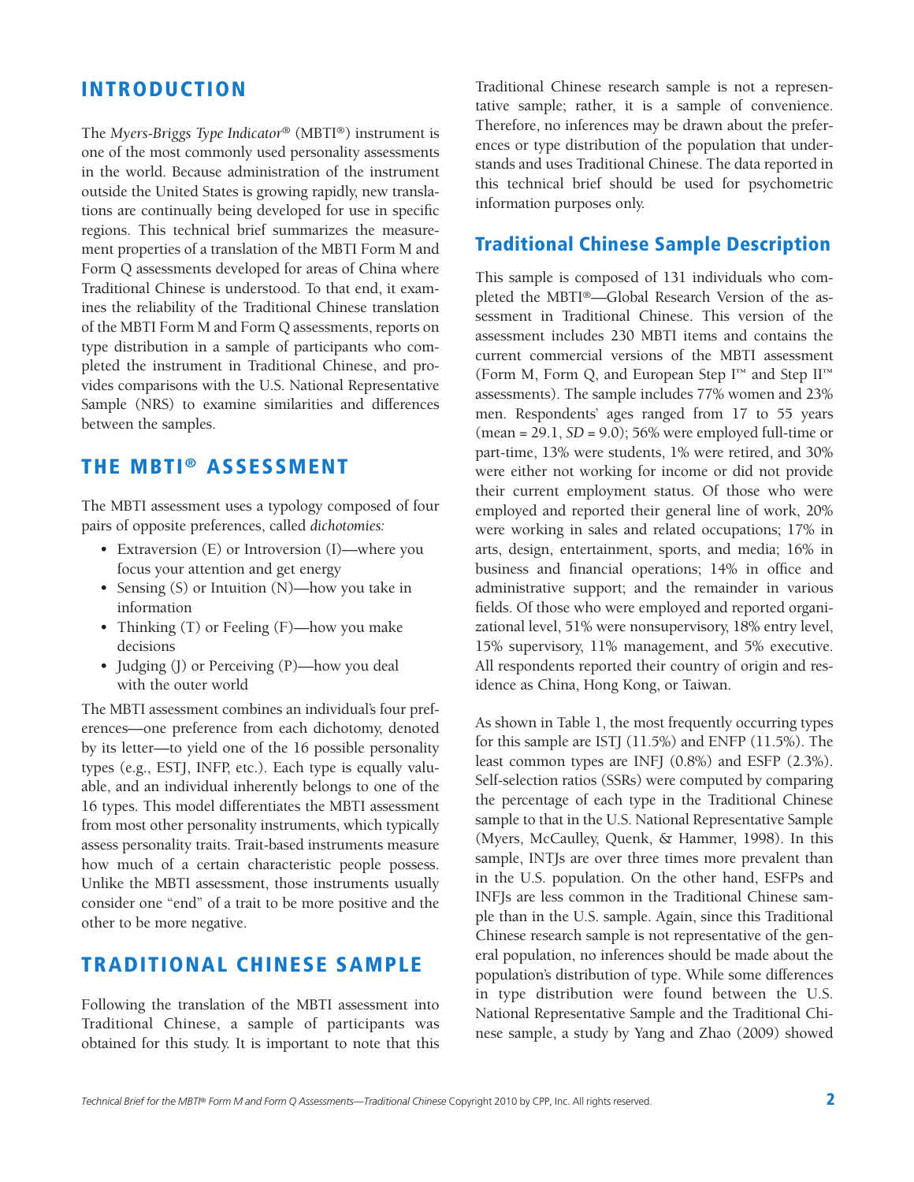## INTRODUCTION

The *Myers-Briggs Type Indicator®* (MBTI®) instrument is one of the most commonly used personality assessments in the world. Because administration of the instrument outside the United States is growing rapidly, new translations are continually being developed for use in specific regions. This technical brief summarizes the measurement properties of a translation of the MBTI Form M and Form Q assessments developed for areas of China where Traditional Chinese is understood. To that end, it examines the reliability of the Traditional Chinese translation of the MBTI Form M and Form Q assessments, reports on type distribution in a sample of participants who completed the instrument in Traditional Chinese, and provides comparisons with the U.S. National Representative Sample (NRS) to examine similarities and differences between the samples.

## THE MBTI® ASSESSMENT

The MBTI assessment uses a typology composed of four pairs of opposite preferences, called *dichotomies:*

- Extraversion (E) or Introversion (I)—where you focus your attention and get energy
- Sensing (S) or Intuition (N)—how you take in information
- Thinking (T) or Feeling (F)—how you make decisions
- Judging (J) or Perceiving (P)—how you deal with the outer world

The MBTI assessment combines an individual's four preferences—one preference from each dichotomy, denoted by its letter—to yield one of the 16 possible personality types (e.g., ESTJ, INFP, etc.). Each type is equally valuable, and an individual inherently belongs to one of the 16 types. This model differentiates the MBTI assessment from most other personality instruments, which typically assess personality traits. Trait-based instruments measure how much of a certain characteristic people possess. Unlike the MBTI assessment, those instruments usually consider one "end" of a trait to be more positive and the other to be more negative.

## TRADITIONAL CHINESE SAMPLE

Following the translation of the MBTI assessment into Traditional Chinese, a sample of participants was obtained for this study. It is important to note that this Traditional Chinese research sample is not a representative sample; rather, it is a sample of convenience. Therefore, no inferences may be drawn about the preferences or type distribution of the population that understands and uses Traditional Chinese. The data reported in this technical brief should be used for psychometric information purposes only.

### Traditional Chinese Sample Description

This sample is composed of 131 individuals who completed the MBTI®—Global Research Version of the assessment in Traditional Chinese. This version of the assessment includes 230 MBTI items and contains the current commercial versions of the MBTI assessment (Form M, Form Q, and European Step I™ and Step II™ assessments). The sample includes 77% women and 23% men. Respondents' ages ranged from 17 to 55 years (mean = 29.1, *SD* = 9.0); 56% were employed full-time or part-time, 13% were students, 1% were retired, and 30% were either not working for income or did not provide their current employment status. Of those who were employed and reported their general line of work, 20% were working in sales and related occupations; 17% in arts, design, entertainment, sports, and media; 16% in business and financial operations; 14% in office and administrative support; and the remainder in various fields. Of those who were employed and reported organizational level, 51% were nonsupervisory, 18% entry level, 15% supervisory, 11% management, and 5% executive. All respondents reported their country of origin and residence as China, Hong Kong, or Taiwan.

As shown in Table 1, the most frequently occurring types for this sample are ISTJ (11.5%) and ENFP (11.5%). The least common types are INFJ (0.8%) and ESFP (2.3%). Self-selection ratios (SSRs) were computed by comparing the percentage of each type in the Traditional Chinese sample to that in the U.S. National Representative Sample (Myers, McCaulley, Quenk, & Hammer, 1998). In this sample, INTJs are over three times more prevalent than in the U.S. population. On the other hand, ESFPs and INFJs are less common in the Traditional Chinese sample than in the U.S. sample. Again, since this Traditional Chinese research sample is not representative of the general population, no inferences should be made about the population's distribution of type. While some differences in type distribution were found between the U.S. National Representative Sample and the Traditional Chinese sample, a study by Yang and Zhao (2009) showed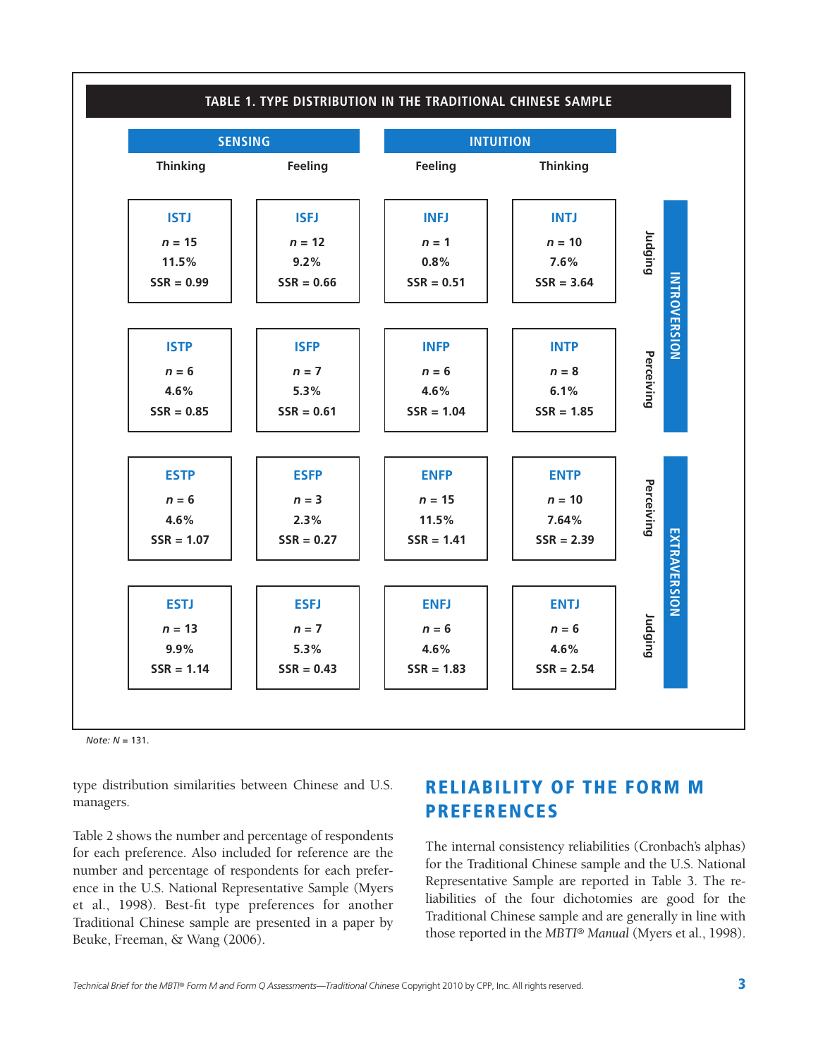**TABLE 1. TYPE DISTRIBUTION IN THE TRADITIONAL CHINESE SAMPLE**

| | Sensing: Thinking | Sensing: Feeling | Intuition: Feeling | Intuition: Thinking | | |
|---|---|---|---|---|---|---|
| | ISTJ<br>*n* = 15<br>11.5%<br>SSR = 0.99 | ISFJ<br>*n* = 12<br>9.2%<br>SSR = 0.66 | INFJ<br>*n* = 1<br>0.8%<br>SSR = 0.51 | INTJ<br>*n* = 10<br>7.6%<br>SSR = 3.64 | Judging | INTROVERSION |
| | ISTP<br>*n* = 6<br>4.6%<br>SSR = 0.85 | ISFP<br>*n* = 7<br>5.3%<br>SSR = 0.61 | INFP<br>*n* = 6<br>4.6%<br>SSR = 1.04 | INTP<br>*n* = 8<br>6.1%<br>SSR = 1.85 | Perceiving | INTROVERSION |
| | ESTP<br>*n* = 6<br>4.6%<br>SSR = 1.07 | ESFP<br>*n* = 3<br>2.3%<br>SSR = 0.27 | ENFP<br>*n* = 15<br>11.5%<br>SSR = 1.41 | ENTP<br>*n* = 10<br>7.64%<br>SSR = 2.39 | Perceiving | EXTRAVERSION |
| | ESTJ<br>*n* = 13<br>9.9%<br>SSR = 1.14 | ESFJ<br>*n* = 7<br>5.3%<br>SSR = 0.43 | ENFJ<br>*n* = 6<br>4.6%<br>SSR = 1.83 | ENTJ<br>*n* = 6<br>4.6%<br>SSR = 2.54 | Judging | EXTRAVERSION |

*Note: N* = 131.

type distribution similarities between Chinese and U.S. managers.

Table 2 shows the number and percentage of respondents for each preference. Also included for reference are the number and percentage of respondents for each preference in the U.S. National Representative Sample (Myers et al., 1998). Best-fit type preferences for another Traditional Chinese sample are presented in a paper by Beuke, Freeman, & Wang (2006).

## RELIABILITY OF THE FORM M PREFERENCES

The internal consistency reliabilities (Cronbach's alphas) for the Traditional Chinese sample and the U.S. National Representative Sample are reported in Table 3. The reliabilities of the four dichotomies are good for the Traditional Chinese sample and are generally in line with those reported in the *MBTI® Manual* (Myers et al., 1998).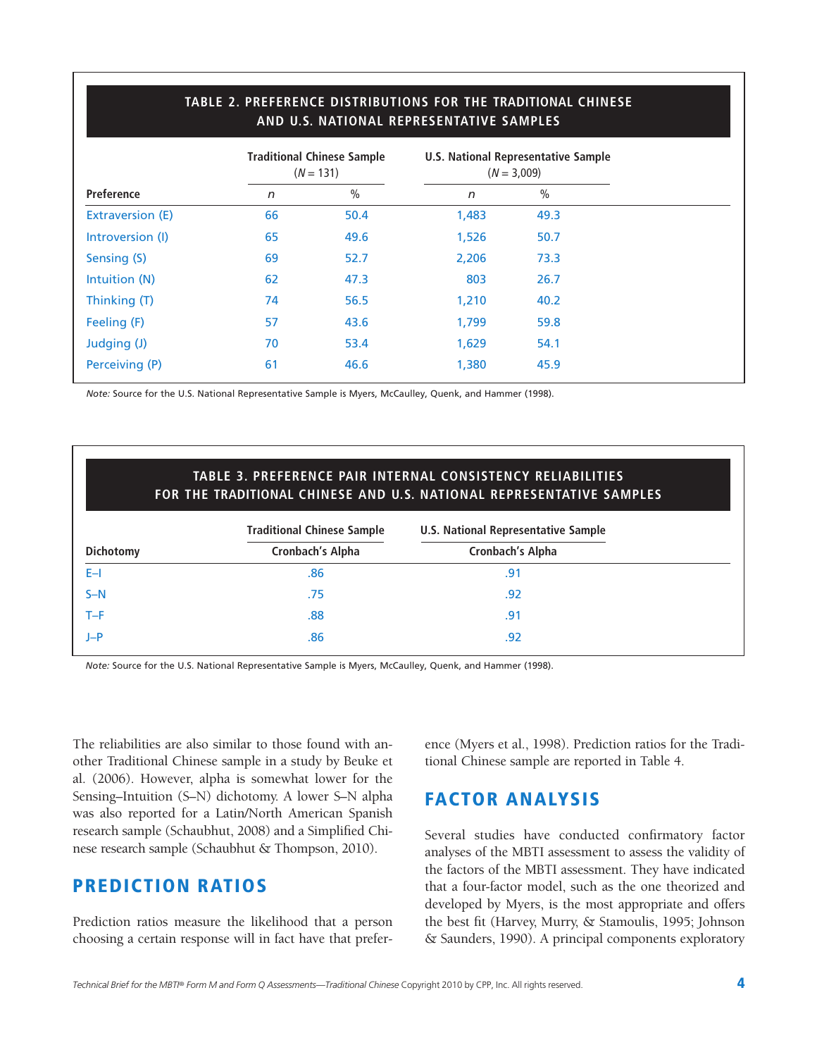**TABLE 2. PREFERENCE DISTRIBUTIONS FOR THE TRADITIONAL CHINESE AND U.S. NATIONAL REPRESENTATIVE SAMPLES**

| | Traditional Chinese Sample ($N$ = 131) | | U.S. National Representative Sample ($N$ = 3,009) | |
|---|---|---|---|---|
| Preference | *n* | % | *n* | % |
| Extraversion (E) | 66 | 50.4 | 1,483 | 49.3 |
| Introversion (I) | 65 | 49.6 | 1,526 | 50.7 |
| Sensing (S) | 69 | 52.7 | 2,206 | 73.3 |
| Intuition (N) | 62 | 47.3 | 803 | 26.7 |
| Thinking (T) | 74 | 56.5 | 1,210 | 40.2 |
| Feeling (F) | 57 | 43.6 | 1,799 | 59.8 |
| Judging (J) | 70 | 53.4 | 1,629 | 54.1 |
| Perceiving (P) | 61 | 46.6 | 1,380 | 45.9 |

*Note:* Source for the U.S. National Representative Sample is Myers, McCaulley, Quenk, and Hammer (1998).

**TABLE 3. PREFERENCE PAIR INTERNAL CONSISTENCY RELIABILITIES FOR THE TRADITIONAL CHINESE AND U.S. NATIONAL REPRESENTATIVE SAMPLES**

| | Traditional Chinese Sample | U.S. National Representative Sample |
|---|---|---|
| Dichotomy | Cronbach's Alpha | Cronbach's Alpha |
| E–I | .86 | .91 |
| S–N | .75 | .92 |
| T–F | .88 | .91 |
| J–P | .86 | .92 |

*Note:* Source for the U.S. National Representative Sample is Myers, McCaulley, Quenk, and Hammer (1998).

The reliabilities are also similar to those found with another Traditional Chinese sample in a study by Beuke et al. (2006). However, alpha is somewhat lower for the Sensing–Intuition (S–N) dichotomy. A lower S–N alpha was also reported for a Latin/North American Spanish research sample (Schaubhut, 2008) and a Simplified Chinese research sample (Schaubhut & Thompson, 2010).

## PREDICTION RATIOS

Prediction ratios measure the likelihood that a person choosing a certain response will in fact have that preference (Myers et al., 1998). Prediction ratios for the Traditional Chinese sample are reported in Table 4.

## FACTOR ANALYSIS

Several studies have conducted confirmatory factor analyses of the MBTI assessment to assess the validity of the factors of the MBTI assessment. They have indicated that a four-factor model, such as the one theorized and developed by Myers, is the most appropriate and offers the best fit (Harvey, Murry, & Stamoulis, 1995; Johnson & Saunders, 1990). A principal components exploratory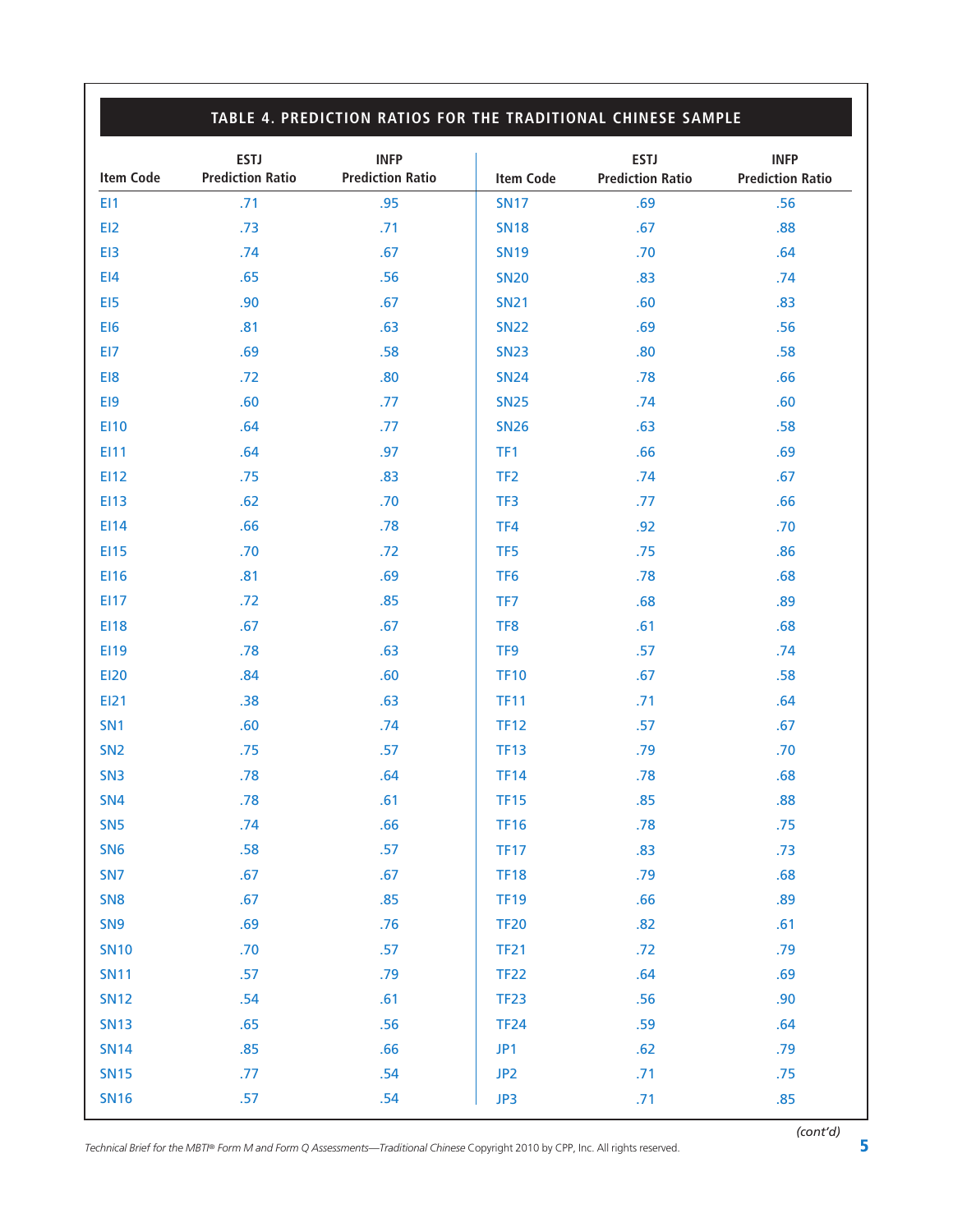## TABLE 4. PREDICTION RATIOS FOR THE TRADITIONAL CHINESE SAMPLE

| Item Code | ESTJ Prediction Ratio | INFP Prediction Ratio | Item Code | ESTJ Prediction Ratio | INFP Prediction Ratio |
|---|---|---|---|---|---|
| EI1 | .71 | .95 | SN17 | .69 | .56 |
| EI2 | .73 | .71 | SN18 | .67 | .88 |
| EI3 | .74 | .67 | SN19 | .70 | .64 |
| EI4 | .65 | .56 | SN20 | .83 | .74 |
| EI5 | .90 | .67 | SN21 | .60 | .83 |
| EI6 | .81 | .63 | SN22 | .69 | .56 |
| EI7 | .69 | .58 | SN23 | .80 | .58 |
| EI8 | .72 | .80 | SN24 | .78 | .66 |
| EI9 | .60 | .77 | SN25 | .74 | .60 |
| EI10 | .64 | .77 | SN26 | .63 | .58 |
| EI11 | .64 | .97 | TF1 | .66 | .69 |
| EI12 | .75 | .83 | TF2 | .74 | .67 |
| EI13 | .62 | .70 | TF3 | .77 | .66 |
| EI14 | .66 | .78 | TF4 | .92 | .70 |
| EI15 | .70 | .72 | TF5 | .75 | .86 |
| EI16 | .81 | .69 | TF6 | .78 | .68 |
| EI17 | .72 | .85 | TF7 | .68 | .89 |
| EI18 | .67 | .67 | TF8 | .61 | .68 |
| EI19 | .78 | .63 | TF9 | .57 | .74 |
| EI20 | .84 | .60 | TF10 | .67 | .58 |
| EI21 | .38 | .63 | TF11 | .71 | .64 |
| SN1 | .60 | .74 | TF12 | .57 | .67 |
| SN2 | .75 | .57 | TF13 | .79 | .70 |
| SN3 | .78 | .64 | TF14 | .78 | .68 |
| SN4 | .78 | .61 | TF15 | .85 | .88 |
| SN5 | .74 | .66 | TF16 | .78 | .75 |
| SN6 | .58 | .57 | TF17 | .83 | .73 |
| SN7 | .67 | .67 | TF18 | .79 | .68 |
| SN8 | .67 | .85 | TF19 | .66 | .89 |
| SN9 | .69 | .76 | TF20 | .82 | .61 |
| SN10 | .70 | .57 | TF21 | .72 | .79 |
| SN11 | .57 | .79 | TF22 | .64 | .69 |
| SN12 | .54 | .61 | TF23 | .56 | .90 |
| SN13 | .65 | .56 | TF24 | .59 | .64 |
| SN14 | .85 | .66 | JP1 | .62 | .79 |
| SN15 | .77 | .54 | JP2 | .71 | .75 |
| SN16 | .57 | .54 | JP3 | .71 | .85 |

*(cont'd)*

*Technical Brief for the MBTI® Form M and Form Q Assessments—Traditional Chinese* Copyright 2010 by CPP, Inc. All rights reserved.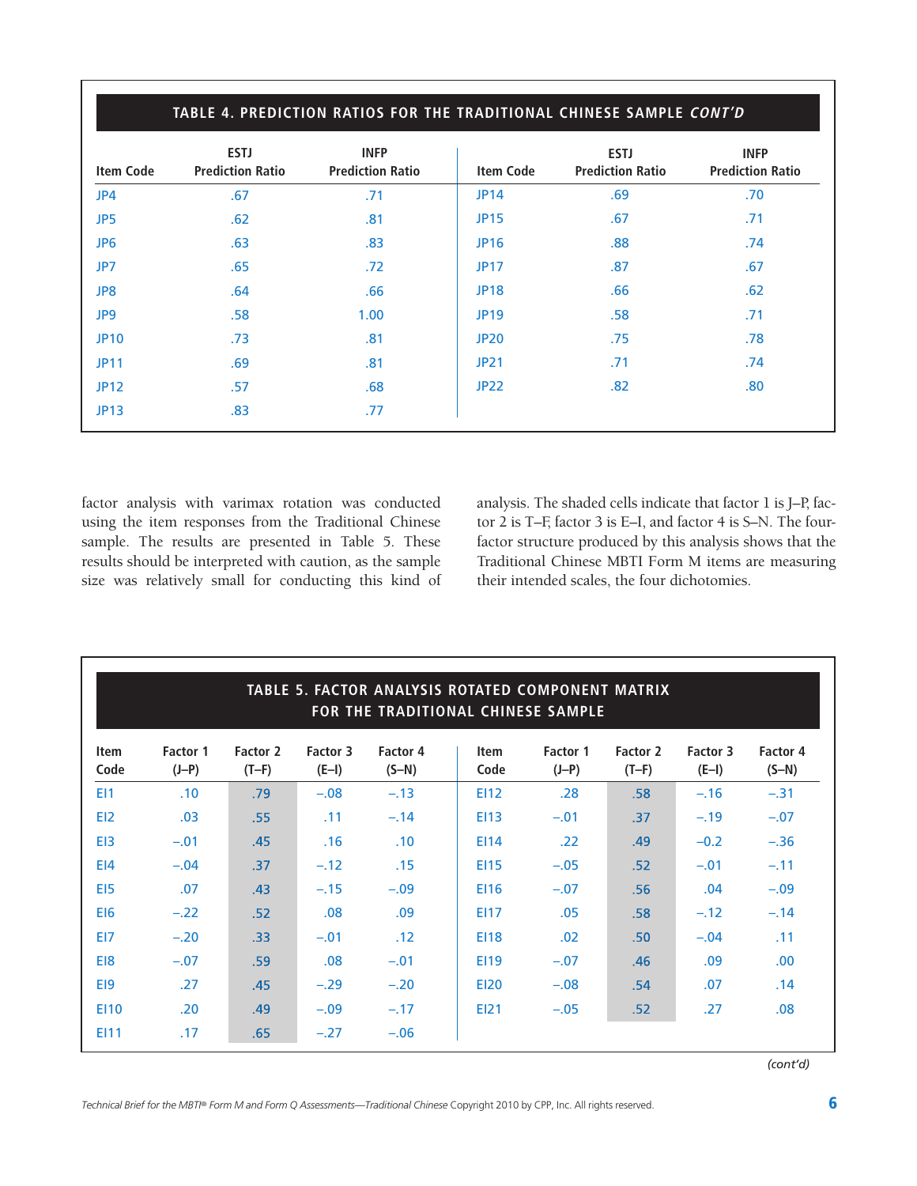| TABLE 4. PREDICTION RATIOS FOR THE TRADITIONAL CHINESE SAMPLE *CONT'D* | | | | | |
|---|---|---|---|---|---|
| **Item Code** | **ESTJ Prediction Ratio** | **INFP Prediction Ratio** | **Item Code** | **ESTJ Prediction Ratio** | **INFP Prediction Ratio** |
| JP4 | .67 | .71 | JP14 | .69 | .70 |
| JP5 | .62 | .81 | JP15 | .67 | .71 |
| JP6 | .63 | .83 | JP16 | .88 | .74 |
| JP7 | .65 | .72 | JP17 | .87 | .67 |
| JP8 | .64 | .66 | JP18 | .66 | .62 |
| JP9 | .58 | 1.00 | JP19 | .58 | .71 |
| JP10 | .73 | .81 | JP20 | .75 | .78 |
| JP11 | .69 | .81 | JP21 | .71 | .74 |
| JP12 | .57 | .68 | JP22 | .82 | .80 |
| JP13 | .83 | .77 | | | |

factor analysis with varimax rotation was conducted using the item responses from the Traditional Chinese sample. The results are presented in Table 5. These results should be interpreted with caution, as the sample size was relatively small for conducting this kind of analysis. The shaded cells indicate that factor 1 is J–P, factor 2 is T–F, factor 3 is E–I, and factor 4 is S–N. The four-factor structure produced by this analysis shows that the Traditional Chinese MBTI Form M items are measuring their intended scales, the four dichotomies.

| TABLE 5. FACTOR ANALYSIS ROTATED COMPONENT MATRIX FOR THE TRADITIONAL CHINESE SAMPLE | | | | | | | | | |
|---|---|---|---|---|---|---|---|---|---|
| **Item Code** | **Factor 1 (J–P)** | **Factor 2 (T–F)** | **Factor 3 (E–I)** | **Factor 4 (S–N)** | **Item Code** | **Factor 1 (J–P)** | **Factor 2 (T–F)** | **Factor 3 (E–I)** | **Factor 4 (S–N)** |
| EI1 | .10 | .79 | –.08 | –.13 | EI12 | .28 | .58 | –.16 | –.31 |
| EI2 | .03 | .55 | .11 | –.14 | EI13 | –.01 | .37 | –.19 | –.07 |
| EI3 | –.01 | .45 | .16 | .10 | EI14 | .22 | .49 | –0.2 | –.36 |
| EI4 | –.04 | .37 | –.12 | .15 | EI15 | –.05 | .52 | –.01 | –.11 |
| EI5 | .07 | .43 | –.15 | –.09 | EI16 | –.07 | .56 | .04 | –.09 |
| EI6 | –.22 | .52 | .08 | .09 | EI17 | .05 | .58 | –.12 | –.14 |
| EI7 | –.20 | .33 | –.01 | .12 | EI18 | .02 | .50 | –.04 | .11 |
| EI8 | –.07 | .59 | .08 | –.01 | EI19 | –.07 | .46 | .09 | .00 |
| EI9 | .27 | .45 | –.29 | –.20 | EI20 | –.08 | .54 | .07 | .14 |
| EI10 | .20 | .49 | –.09 | –.17 | EI21 | –.05 | .52 | .27 | .08 |
| EI11 | .17 | .65 | –.27 | –.06 | | | | | |

*(cont'd)*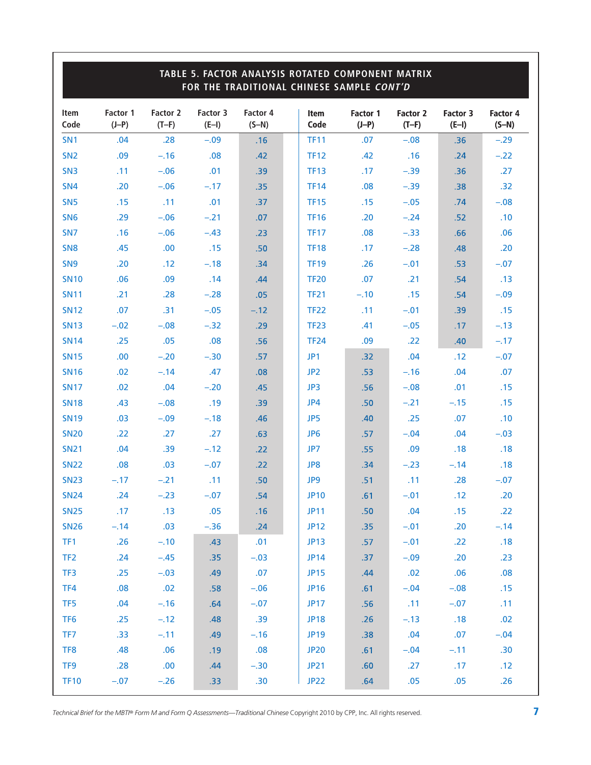## TABLE 5. FACTOR ANALYSIS ROTATED COMPONENT MATRIX FOR THE TRADITIONAL CHINESE SAMPLE *CONT'D*

| Item Code | Factor 1 (J–P) | Factor 2 (T–F) | Factor 3 (E–I) | Factor 4 (S–N) | Item Code | Factor 1 (J–P) | Factor 2 (T–F) | Factor 3 (E–I) | Factor 4 (S–N) |
|---|---|---|---|---|---|---|---|---|---|
| SN1 | .04 | .28 | –.09 | .16 | TF11 | .07 | –.08 | .36 | –.29 |
| SN2 | .09 | –.16 | .08 | .42 | TF12 | .42 | .16 | .24 | –.22 |
| SN3 | .11 | –.06 | .01 | .39 | TF13 | .17 | –.39 | .36 | .27 |
| SN4 | .20 | –.06 | –.17 | .35 | TF14 | .08 | –.39 | .38 | .32 |
| SN5 | .15 | .11 | .01 | .37 | TF15 | .15 | –.05 | .74 | –.08 |
| SN6 | .29 | –.06 | –.21 | .07 | TF16 | .20 | –.24 | .52 | .10 |
| SN7 | .16 | –.06 | –.43 | .23 | TF17 | .08 | –.33 | .66 | .06 |
| SN8 | .45 | .00 | .15 | .50 | TF18 | .17 | –.28 | .48 | .20 |
| SN9 | .20 | .12 | –.18 | .34 | TF19 | .26 | –.01 | .53 | –.07 |
| SN10 | .06 | .09 | .14 | .44 | TF20 | .07 | .21 | .54 | .13 |
| SN11 | .21 | .28 | –.28 | .05 | TF21 | –.10 | .15 | .54 | –.09 |
| SN12 | .07 | .31 | –.05 | –.12 | TF22 | .11 | –.01 | .39 | .15 |
| SN13 | –.02 | –.08 | –.32 | .29 | TF23 | .41 | –.05 | .17 | –.13 |
| SN14 | .25 | .05 | .08 | .56 | TF24 | .09 | .22 | .40 | –.17 |
| SN15 | .00 | –.20 | –.30 | .57 | JP1 | .32 | .04 | .12 | –.07 |
| SN16 | .02 | –.14 | .47 | .08 | JP2 | .53 | –.16 | .04 | .07 |
| SN17 | .02 | .04 | –.20 | .45 | JP3 | .56 | –.08 | .01 | .15 |
| SN18 | .43 | –.08 | .19 | .39 | JP4 | .50 | –.21 | –.15 | .15 |
| SN19 | .03 | –.09 | –.18 | .46 | JP5 | .40 | .25 | .07 | .10 |
| SN20 | .22 | .27 | .27 | .63 | JP6 | .57 | –.04 | .04 | –.03 |
| SN21 | .04 | .39 | –.12 | .22 | JP7 | .55 | .09 | .18 | .18 |
| SN22 | .08 | .03 | –.07 | .22 | JP8 | .34 | –.23 | –.14 | .18 |
| SN23 | –.17 | –.21 | .11 | .50 | JP9 | .51 | .11 | .28 | –.07 |
| SN24 | .24 | –.23 | –.07 | .54 | JP10 | .61 | –.01 | .12 | .20 |
| SN25 | .17 | .13 | .05 | .16 | JP11 | .50 | .04 | .15 | .22 |
| SN26 | –.14 | .03 | –.36 | .24 | JP12 | .35 | –.01 | .20 | –.14 |
| TF1 | .26 | –.10 | .43 | .01 | JP13 | .57 | –.01 | .22 | .18 |
| TF2 | .24 | –.45 | .35 | –.03 | JP14 | .37 | –.09 | .20 | .23 |
| TF3 | .25 | –.03 | .49 | .07 | JP15 | .44 | .02 | .06 | .08 |
| TF4 | .08 | .02 | .58 | –.06 | JP16 | .61 | –.04 | –.08 | .15 |
| TF5 | .04 | –.16 | .64 | –.07 | JP17 | .56 | .11 | –.07 | .11 |
| TF6 | .25 | –.12 | .48 | .39 | JP18 | .26 | –.13 | .18 | .02 |
| TF7 | .33 | –.11 | .49 | –.16 | JP19 | .38 | .04 | .07 | –.04 |
| TF8 | .48 | .06 | .19 | .08 | JP20 | .61 | –.04 | –.11 | .30 |
| TF9 | .28 | .00 | .44 | –.30 | JP21 | .60 | .27 | .17 | .12 |
| TF10 | –.07 | –.26 | .33 | .30 | JP22 | .64 | .05 | .05 | .26 |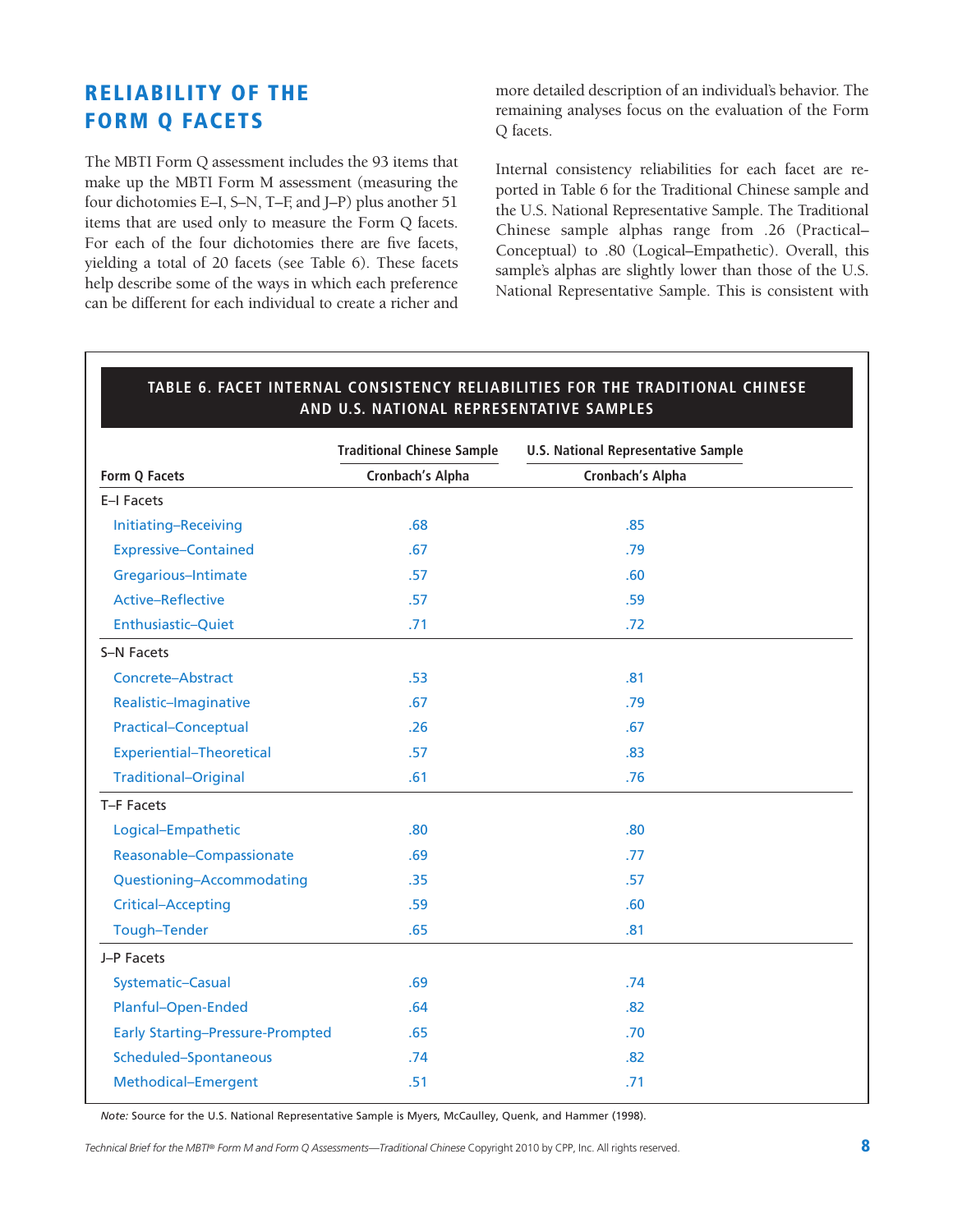## RELIABILITY OF THE FORM Q FACETS

The MBTI Form Q assessment includes the 93 items that make up the MBTI Form M assessment (measuring the four dichotomies E–I, S–N, T–F, and J–P) plus another 51 items that are used only to measure the Form Q facets. For each of the four dichotomies there are five facets, yielding a total of 20 facets (see Table 6). These facets help describe some of the ways in which each preference can be different for each individual to create a richer and more detailed description of an individual's behavior. The remaining analyses focus on the evaluation of the Form Q facets.

Internal consistency reliabilities for each facet are reported in Table 6 for the Traditional Chinese sample and the U.S. National Representative Sample. The Traditional Chinese sample alphas range from .26 (Practical–Conceptual) to .80 (Logical–Empathetic). Overall, this sample's alphas are slightly lower than those of the U.S. National Representative Sample. This is consistent with

**TABLE 6. FACET INTERNAL CONSISTENCY RELIABILITIES FOR THE TRADITIONAL CHINESE AND U.S. NATIONAL REPRESENTATIVE SAMPLES**

| | Traditional Chinese Sample | U.S. National Representative Sample |
|---|---|---|
| Form Q Facets | Cronbach's Alpha | Cronbach's Alpha |
| **E–I Facets** | | |
| Initiating–Receiving | .68 | .85 |
| Expressive–Contained | .67 | .79 |
| Gregarious–Intimate | .57 | .60 |
| Active–Reflective | .57 | .59 |
| Enthusiastic–Quiet | .71 | .72 |
| **S–N Facets** | | |
| Concrete–Abstract | .53 | .81 |
| Realistic–Imaginative | .67 | .79 |
| Practical–Conceptual | .26 | .67 |
| Experiential–Theoretical | .57 | .83 |
| Traditional–Original | .61 | .76 |
| **T–F Facets** | | |
| Logical–Empathetic | .80 | .80 |
| Reasonable–Compassionate | .69 | .77 |
| Questioning–Accommodating | .35 | .57 |
| Critical–Accepting | .59 | .60 |
| Tough–Tender | .65 | .81 |
| **J–P Facets** | | |
| Systematic–Casual | .69 | .74 |
| Planful–Open-Ended | .64 | .82 |
| Early Starting–Pressure-Prompted | .65 | .70 |
| Scheduled–Spontaneous | .74 | .82 |
| Methodical–Emergent | .51 | .71 |

*Note:* Source for the U.S. National Representative Sample is Myers, McCaulley, Quenk, and Hammer (1998).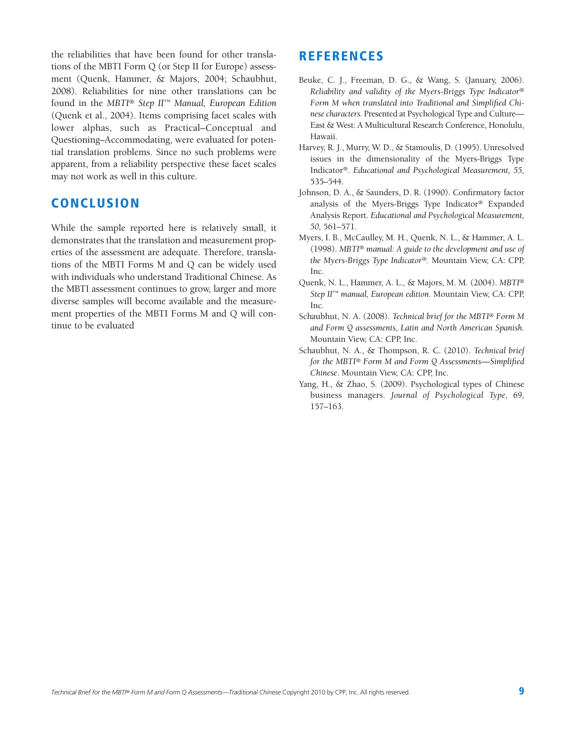the reliabilities that have been found for other translations of the MBTI Form Q (or Step II for Europe) assessment (Quenk, Hammer, & Majors, 2004; Schaubhut, 2008). Reliabilities for nine other translations can be found in the *MBTI® Step II™ Manual, European Edition* (Quenk et al., 2004). Items comprising facet scales with lower alphas, such as Practical–Conceptual and Questioning–Accommodating, were evaluated for potential translation problems. Since no such problems were apparent, from a reliability perspective these facet scales may not work as well in this culture.

## CONCLUSION

While the sample reported here is relatively small, it demonstrates that the translation and measurement properties of the assessment are adequate. Therefore, translations of the MBTI Forms M and Q can be widely used with individuals who understand Traditional Chinese. As the MBTI assessment continues to grow, larger and more diverse samples will become available and the measurement properties of the MBTI Forms M and Q will continue to be evaluated

## REFERENCES

Beuke, C. J., Freeman, D. G., & Wang, S. (January, 2006). *Reliability and validity of the Myers-Briggs Type Indicator® Form M when translated into Traditional and Simplified Chinese characters.* Presented at Psychological Type and Culture—East & West: A Multicultural Research Conference, Honolulu, Hawaii.

Harvey, R. J., Murry, W. D., & Stamoulis, D. (1995). Unresolved issues in the dimensionality of the Myers-Briggs Type Indicator®. *Educational and Psychological Measurement, 55,* 535–544.

Johnson, D. A., & Saunders, D. R. (1990). Confirmatory factor analysis of the Myers-Briggs Type Indicator® Expanded Analysis Report. *Educational and Psychological Measurement, 50,* 561–571.

Myers, I. B., McCaulley, M. H., Quenk, N. L., & Hammer, A. L. (1998). *MBTI® manual: A guide to the development and use of the Myers-Briggs Type Indicator®.* Mountain View, CA: CPP, Inc.

Quenk, N. L., Hammer, A. L., & Majors, M. M. (2004). *MBTI® Step II™ manual, European edition.* Mountain View, CA: CPP, Inc.

Schaubhut, N. A. (2008). *Technical brief for the MBTI® Form M and Form Q assessments, Latin and North American Spanish.* Mountain View, CA: CPP, Inc.

Schaubhut, N. A., & Thompson, R. C. (2010). *Technical brief for the MBTI® Form M and Form Q Assessments—Simplified Chinese*. Mountain View, CA: CPP, Inc.

Yang, H., & Zhao, S. (2009). Psychological types of Chinese business managers. *Journal of Psychological Type, 69,* 157–163.